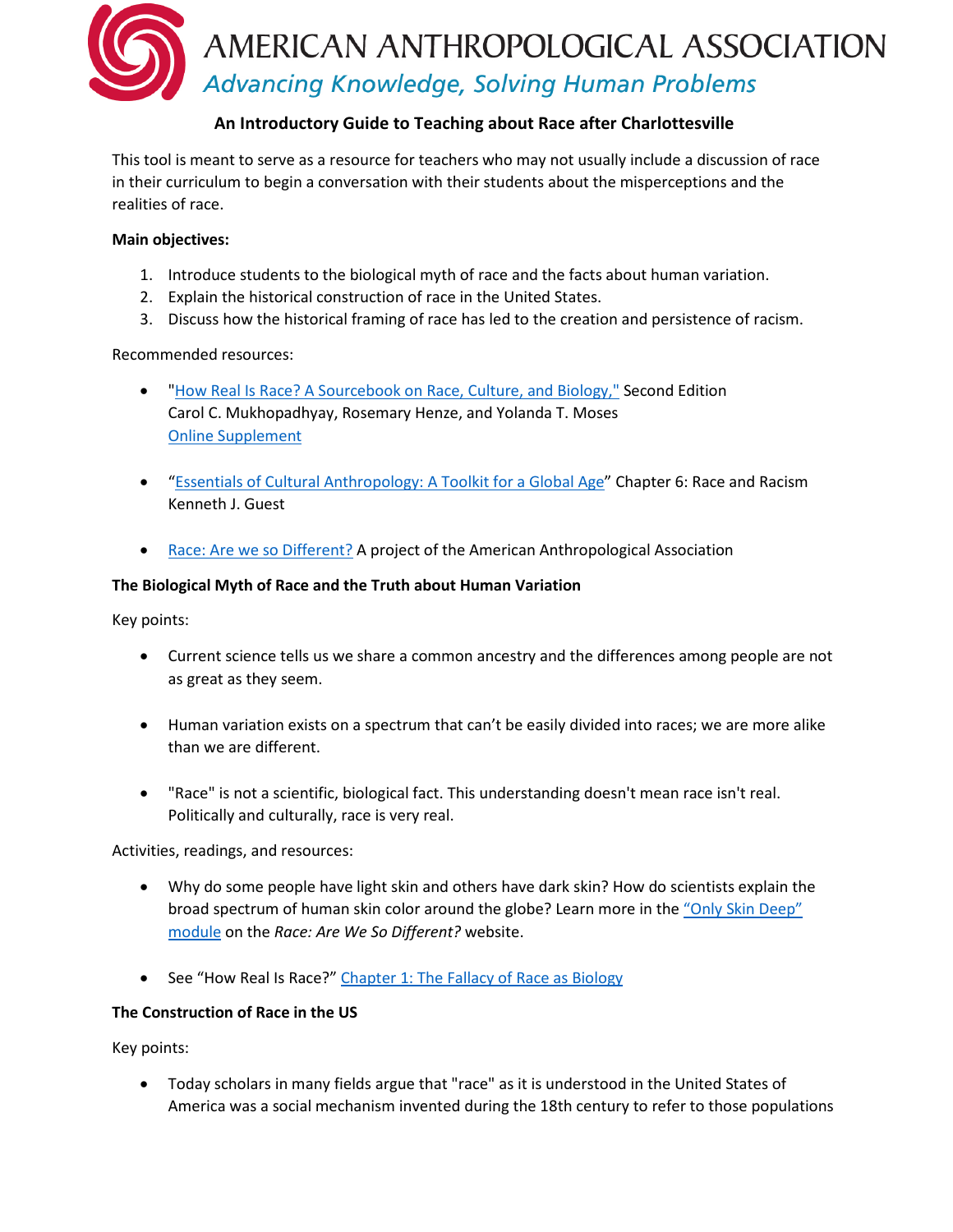# AMERICAN ANTHROPOLOGICAL ASSOCIATION

*Advancing Knowledge, Solving Human Problems*

## An Introductory Guide to Teaching about Race after Charlottesville

This tool is meant to serve as a resource for teachers who may not usually include a discussion of race in their curriculum to begin a conversation with their students about the misperceptions and the realities of race.

**Main objectives:**

1. Introduce students to the biological myth of race and the facts about human variation.
2. Explain the historical construction of race in the United States.
3. Discuss how the historical framing of race has led to the creation and persistence of racism.

Recommended resources:

- "How Real Is Race? A Sourcebook on Race, Culture, and Biology," Second Edition
  Carol C. Mukhopadhyay, Rosemary Henze, and Yolanda T. Moses
  Online Supplement

- "Essentials of Cultural Anthropology: A Toolkit for a Global Age" Chapter 6: Race and Racism
  Kenneth J. Guest

- Race: Are we so Different? A project of the American Anthropological Association

**The Biological Myth of Race and the Truth about Human Variation**

Key points:

- Current science tells us we share a common ancestry and the differences among people are not as great as they seem.

- Human variation exists on a spectrum that can't be easily divided into races; we are more alike than we are different.

- "Race" is not a scientific, biological fact. This understanding doesn't mean race isn't real. Politically and culturally, race is very real.

Activities, readings, and resources:

- Why do some people have light skin and others have dark skin? How do scientists explain the broad spectrum of human skin color around the globe? Learn more in the "Only Skin Deep" module on the *Race: Are We So Different?* website.

- See "How Real Is Race?" Chapter 1: The Fallacy of Race as Biology

**The Construction of Race in the US**

Key points:

- Today scholars in many fields argue that "race" as it is understood in the United States of America was a social mechanism invented during the 18th century to refer to those populations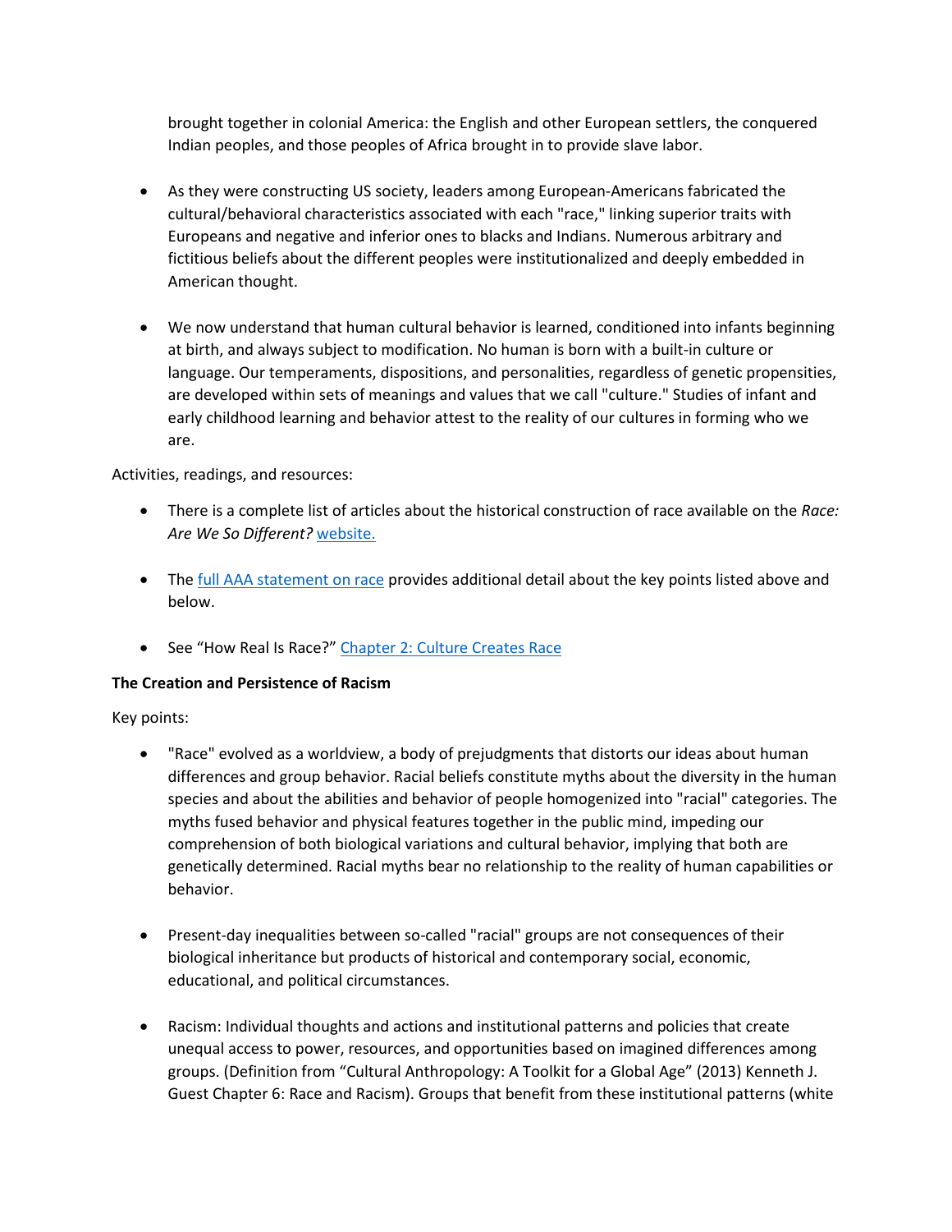brought together in colonial America: the English and other European settlers, the conquered Indian peoples, and those peoples of Africa brought in to provide slave labor.

- As they were constructing US society, leaders among European-Americans fabricated the cultural/behavioral characteristics associated with each "race," linking superior traits with Europeans and negative and inferior ones to blacks and Indians. Numerous arbitrary and fictitious beliefs about the different peoples were institutionalized and deeply embedded in American thought.

- We now understand that human cultural behavior is learned, conditioned into infants beginning at birth, and always subject to modification. No human is born with a built-in culture or language. Our temperaments, dispositions, and personalities, regardless of genetic propensities, are developed within sets of meanings and values that we call "culture." Studies of infant and early childhood learning and behavior attest to the reality of our cultures in forming who we are.

Activities, readings, and resources:

- There is a complete list of articles about the historical construction of race available on the *Race: Are We So Different?* website.

- The full AAA statement on race provides additional detail about the key points listed above and below.

- See "How Real Is Race?" Chapter 2: Culture Creates Race

**The Creation and Persistence of Racism**

Key points:

- "Race" evolved as a worldview, a body of prejudgments that distorts our ideas about human differences and group behavior. Racial beliefs constitute myths about the diversity in the human species and about the abilities and behavior of people homogenized into "racial" categories. The myths fused behavior and physical features together in the public mind, impeding our comprehension of both biological variations and cultural behavior, implying that both are genetically determined. Racial myths bear no relationship to the reality of human capabilities or behavior.

- Present-day inequalities between so-called "racial" groups are not consequences of their biological inheritance but products of historical and contemporary social, economic, educational, and political circumstances.

- Racism: Individual thoughts and actions and institutional patterns and policies that create unequal access to power, resources, and opportunities based on imagined differences among groups. (Definition from "Cultural Anthropology: A Toolkit for a Global Age" (2013) Kenneth J. Guest Chapter 6: Race and Racism). Groups that benefit from these institutional patterns (white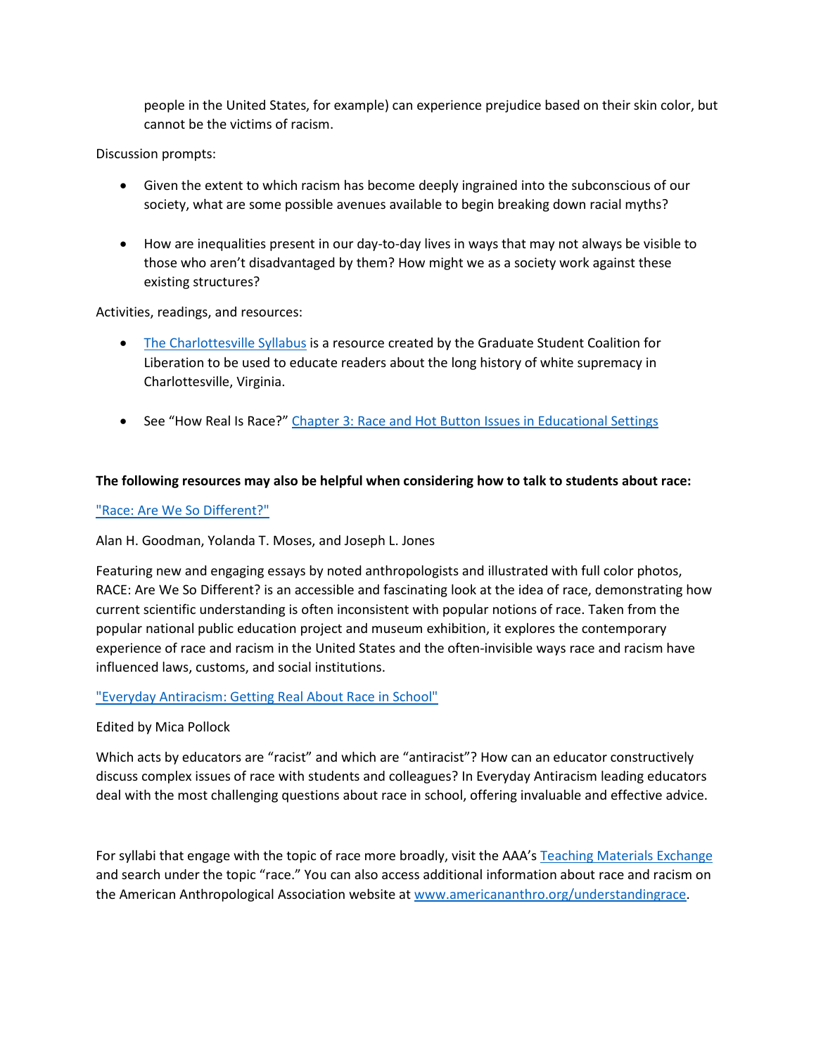people in the United States, for example) can experience prejudice based on their skin color, but cannot be the victims of racism.

Discussion prompts:

- Given the extent to which racism has become deeply ingrained into the subconscious of our society, what are some possible avenues available to begin breaking down racial myths?
- How are inequalities present in our day-to-day lives in ways that may not always be visible to those who aren't disadvantaged by them? How might we as a society work against these existing structures?

Activities, readings, and resources:

- The Charlottesville Syllabus is a resource created by the Graduate Student Coalition for Liberation to be used to educate readers about the long history of white supremacy in Charlottesville, Virginia.
- See "How Real Is Race?" Chapter 3: Race and Hot Button Issues in Educational Settings

**The following resources may also be helpful when considering how to talk to students about race:**

"Race: Are We So Different?"

Alan H. Goodman, Yolanda T. Moses, and Joseph L. Jones

Featuring new and engaging essays by noted anthropologists and illustrated with full color photos, RACE: Are We So Different? is an accessible and fascinating look at the idea of race, demonstrating how current scientific understanding is often inconsistent with popular notions of race. Taken from the popular national public education project and museum exhibition, it explores the contemporary experience of race and racism in the United States and the often-invisible ways race and racism have influenced laws, customs, and social institutions.

"Everyday Antiracism: Getting Real About Race in School"

Edited by Mica Pollock

Which acts by educators are "racist" and which are "antiracist"? How can an educator constructively discuss complex issues of race with students and colleagues? In Everyday Antiracism leading educators deal with the most challenging questions about race in school, offering invaluable and effective advice.

For syllabi that engage with the topic of race more broadly, visit the AAA's Teaching Materials Exchange and search under the topic "race." You can also access additional information about race and racism on the American Anthropological Association website at www.americananthro.org/understandingrace.